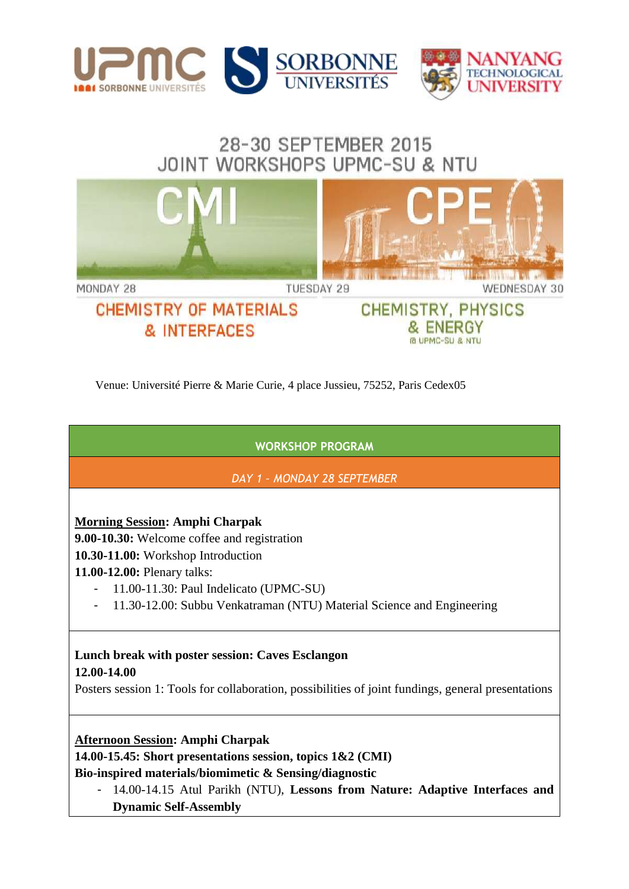UPMC SORBONNE UNIVERSITÉS | SORBONNE UNIVERSITÉS | NANYANG TECHNOLOGICAL UNIVERSITY

# 28-30 SEPTEMBER 2015
# JOINT WORKSHOPS UPMC-SU & NTU

CMI | CPE

MONDAY 28 | TUESDAY 29 | WEDNESDAY 30

## CHEMISTRY OF MATERIALS & INTERFACES

## CHEMISTRY, PHYSICS & ENERGY
@ UPMC-SU & NTU

Venue: Université Pierre & Marie Curie, 4 place Jussieu, 75252, Paris Cedex05

## WORKSHOP PROGRAM

### *DAY 1 – MONDAY 28 SEPTEMBER*

**Morning Session: Amphi Charpak**
**9.00-10.30:** Welcome coffee and registration
**10.30-11.00:** Workshop Introduction
**11.00-12.00:** Plenary talks:

- 11.00-11.30: Paul Indelicato (UPMC-SU)
- 11.30-12.00: Subbu Venkatraman (NTU) Material Science and Engineering

**Lunch break with poster session: Caves Esclangon**
**12.00-14.00**
Posters session 1: Tools for collaboration, possibilities of joint fundings, general presentations

**Afternoon Session: Amphi Charpak**
**14.00-15.45: Short presentations session, topics 1&2 (CMI)**
**Bio-inspired materials/biomimetic & Sensing/diagnostic**

- 14.00-14.15 Atul Parikh (NTU), **Lessons from Nature: Adaptive Interfaces and Dynamic Self-Assembly**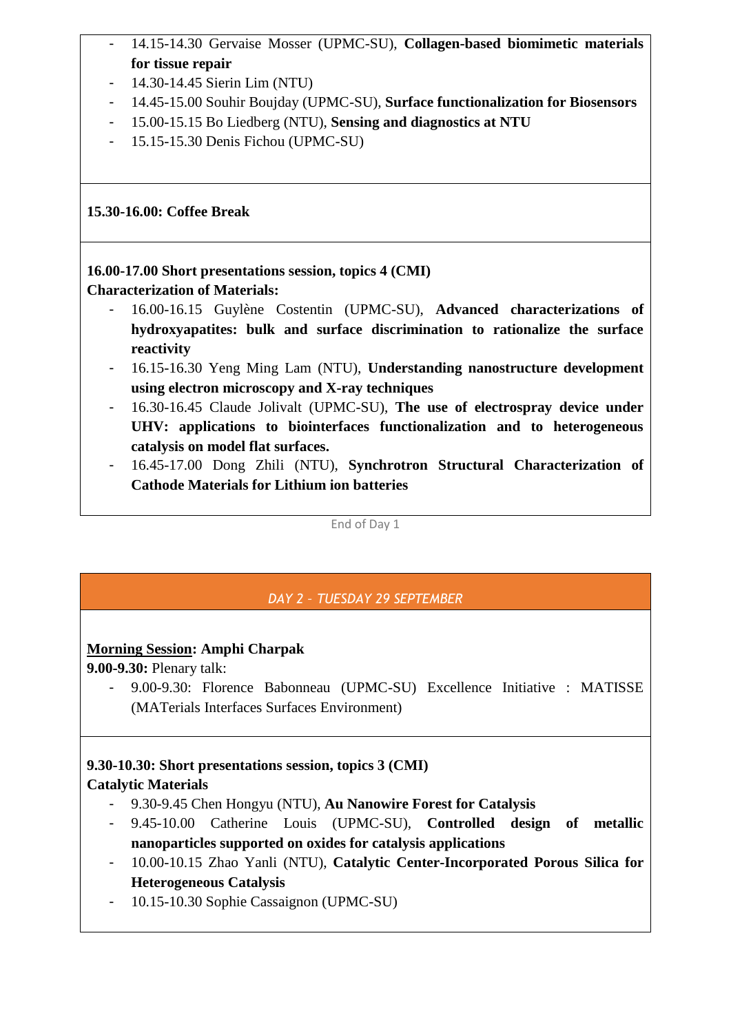- 14.15-14.30 Gervaise Mosser (UPMC-SU), **Collagen-based biomimetic materials for tissue repair**
- 14.30-14.45 Sierin Lim (NTU)
- 14.45-15.00 Souhir Boujday (UPMC-SU), **Surface functionalization for Biosensors**
- 15.00-15.15 Bo Liedberg (NTU), **Sensing and diagnostics at NTU**
- 15.15-15.30 Denis Fichou (UPMC-SU)

**15.30-16.00: Coffee Break**

**16.00-17.00 Short presentations session, topics 4 (CMI)**
**Characterization of Materials:**

- 16.00-16.15 Guylène Costentin (UPMC-SU), **Advanced characterizations of hydroxyapatites: bulk and surface discrimination to rationalize the surface reactivity**
- 16.15-16.30 Yeng Ming Lam (NTU), **Understanding nanostructure development using electron microscopy and X-ray techniques**
- 16.30-16.45 Claude Jolivalt (UPMC-SU), **The use of electrospray device under UHV: applications to biointerfaces functionalization and to heterogeneous catalysis on model flat surfaces.**
- 16.45-17.00 Dong Zhili (NTU), **Synchrotron Structural Characterization of Cathode Materials for Lithium ion batteries**

End of Day 1

## *DAY 2 – TUESDAY 29 SEPTEMBER*

**Morning Session: Amphi Charpak**
**9.00-9.30:** Plenary talk:

- 9.00-9.30: Florence Babonneau (UPMC-SU) Excellence Initiative : MATISSE (MATerials Interfaces Surfaces Environment)

**9.30-10.30: Short presentations session, topics 3 (CMI)**
**Catalytic Materials**

- 9.30-9.45 Chen Hongyu (NTU), **Au Nanowire Forest for Catalysis**
- 9.45-10.00 Catherine Louis (UPMC-SU), **Controlled design of metallic nanoparticles supported on oxides for catalysis applications**
- 10.00-10.15 Zhao Yanli (NTU), **Catalytic Center-Incorporated Porous Silica for Heterogeneous Catalysis**
- 10.15-10.30 Sophie Cassaignon (UPMC-SU)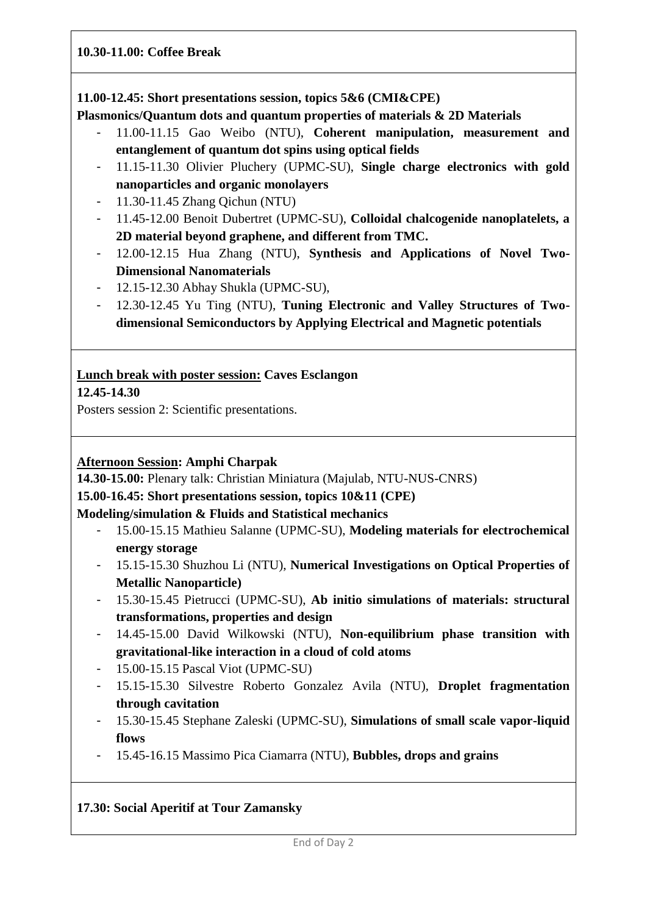**10.30-11.00: Coffee Break**

**11.00-12.45: Short presentations session, topics 5&6 (CMI&CPE)**

**Plasmonics/Quantum dots and quantum properties of materials & 2D Materials**

- 11.00-11.15 Gao Weibo (NTU), **Coherent manipulation, measurement and entanglement of quantum dot spins using optical fields**
- 11.15-11.30 Olivier Pluchery (UPMC-SU), **Single charge electronics with gold nanoparticles and organic monolayers**
- 11.30-11.45 Zhang Qichun (NTU)
- 11.45-12.00 Benoit Dubertret (UPMC-SU), **Colloidal chalcogenide nanoplatelets, a 2D material beyond graphene, and different from TMC.**
- 12.00-12.15 Hua Zhang (NTU), **Synthesis and Applications of Novel Two-Dimensional Nanomaterials**
- 12.15-12.30 Abhay Shukla (UPMC-SU),
- 12.30-12.45 Yu Ting (NTU), **Tuning Electronic and Valley Structures of Two-dimensional Semiconductors by Applying Electrical and Magnetic potentials**

**<u>Lunch break with poster session:</u> Caves Esclangon**

**12.45-14.30**

Posters session 2: Scientific presentations.

**<u>Afternoon Session</u>: Amphi Charpak**

**14.30-15.00:** Plenary talk: Christian Miniatura (Majulab, NTU-NUS-CNRS)

**15.00-16.45: Short presentations session, topics 10&11 (CPE)**

**Modeling/simulation & Fluids and Statistical mechanics**

- 15.00-15.15 Mathieu Salanne (UPMC-SU), **Modeling materials for electrochemical energy storage**
- 15.15-15.30 Shuzhou Li (NTU), **Numerical Investigations on Optical Properties of Metallic Nanoparticle)**
- 15.30-15.45 Pietrucci (UPMC-SU), **Ab initio simulations of materials: structural transformations, properties and design**
- 14.45-15.00 David Wilkowski (NTU), **Non-equilibrium phase transition with gravitational-like interaction in a cloud of cold atoms**
- 15.00-15.15 Pascal Viot (UPMC-SU)
- 15.15-15.30 Silvestre Roberto Gonzalez Avila (NTU), **Droplet fragmentation through cavitation**
- 15.30-15.45 Stephane Zaleski (UPMC-SU), **Simulations of small scale vapor-liquid flows**
- 15.45-16.15 Massimo Pica Ciamarra (NTU), **Bubbles, drops and grains**

**17.30: Social Aperitif at Tour Zamansky**

End of Day 2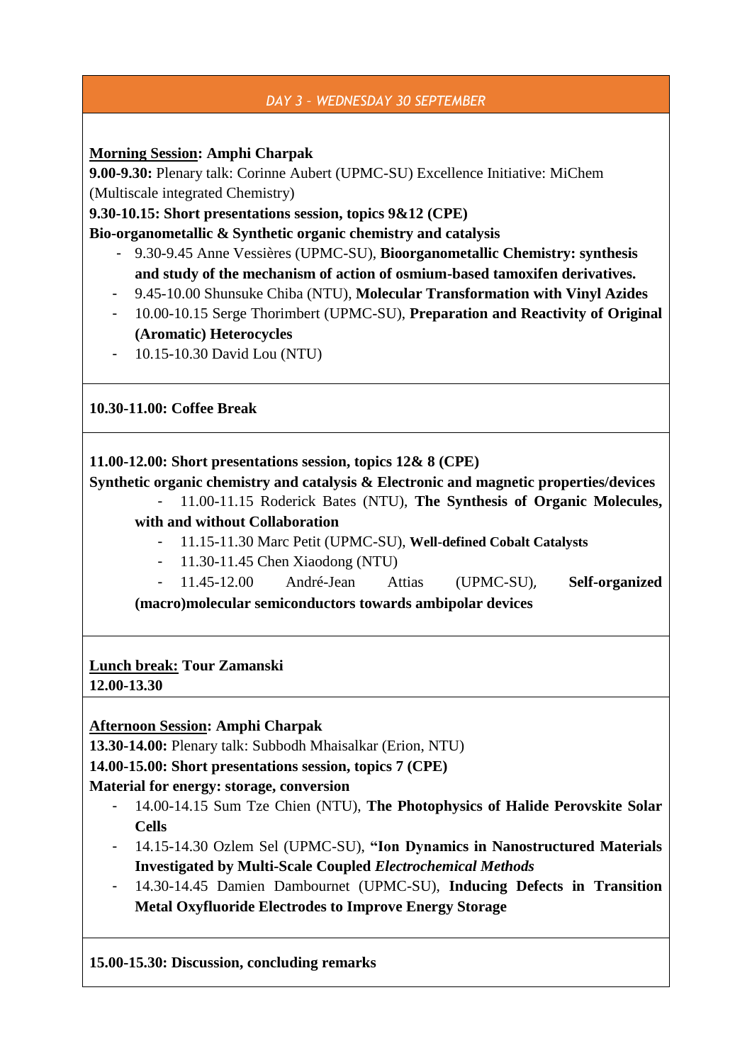## *DAY 3 – WEDNESDAY 30 SEPTEMBER*

**Morning Session: Amphi Charpak**

**9.00-9.30:** Plenary talk: Corinne Aubert (UPMC-SU) Excellence Initiative: MiChem (Multiscale integrated Chemistry)

**9.30-10.15: Short presentations session, topics 9&12 (CPE)**

**Bio-organometallic & Synthetic organic chemistry and catalysis**

- 9.30-9.45 Anne Vessières (UPMC-SU), **Bioorganometallic Chemistry: synthesis and study of the mechanism of action of osmium-based tamoxifen derivatives.**
- 9.45-10.00 Shunsuke Chiba (NTU), **Molecular Transformation with Vinyl Azides**
- 10.00-10.15 Serge Thorimbert (UPMC-SU), **Preparation and Reactivity of Original (Aromatic) Heterocycles**
- 10.15-10.30 David Lou (NTU)

**10.30-11.00: Coffee Break**

**11.00-12.00: Short presentations session, topics 12& 8 (CPE)**

**Synthetic organic chemistry and catalysis & Electronic and magnetic properties/devices**

- 11.00-11.15 Roderick Bates (NTU), **The Synthesis of Organic Molecules, with and without Collaboration**
- 11.15-11.30 Marc Petit (UPMC-SU), **Well-defined Cobalt Catalysts**
- 11.30-11.45 Chen Xiaodong (NTU)
- 11.45-12.00 André-Jean Attias (UPMC-SU), **Self-organized (macro)molecular semiconductors towards ambipolar devices**

**Lunch break: Tour Zamanski**

**12.00-13.30**

**Afternoon Session: Amphi Charpak**

**13.30-14.00:** Plenary talk: Subbodh Mhaisalkar (Erion, NTU)

**14.00-15.00: Short presentations session, topics 7 (CPE)**

**Material for energy: storage, conversion**

- 14.00-14.15 Sum Tze Chien (NTU), **The Photophysics of Halide Perovskite Solar Cells**
- 14.15-14.30 Ozlem Sel (UPMC-SU), **"Ion Dynamics in Nanostructured Materials Investigated by Multi-Scale Coupled *Electrochemical Methods***
- 14.30-14.45 Damien Dambournet (UPMC-SU), **Inducing Defects in Transition Metal Oxyfluoride Electrodes to Improve Energy Storage**

**15.00-15.30: Discussion, concluding remarks**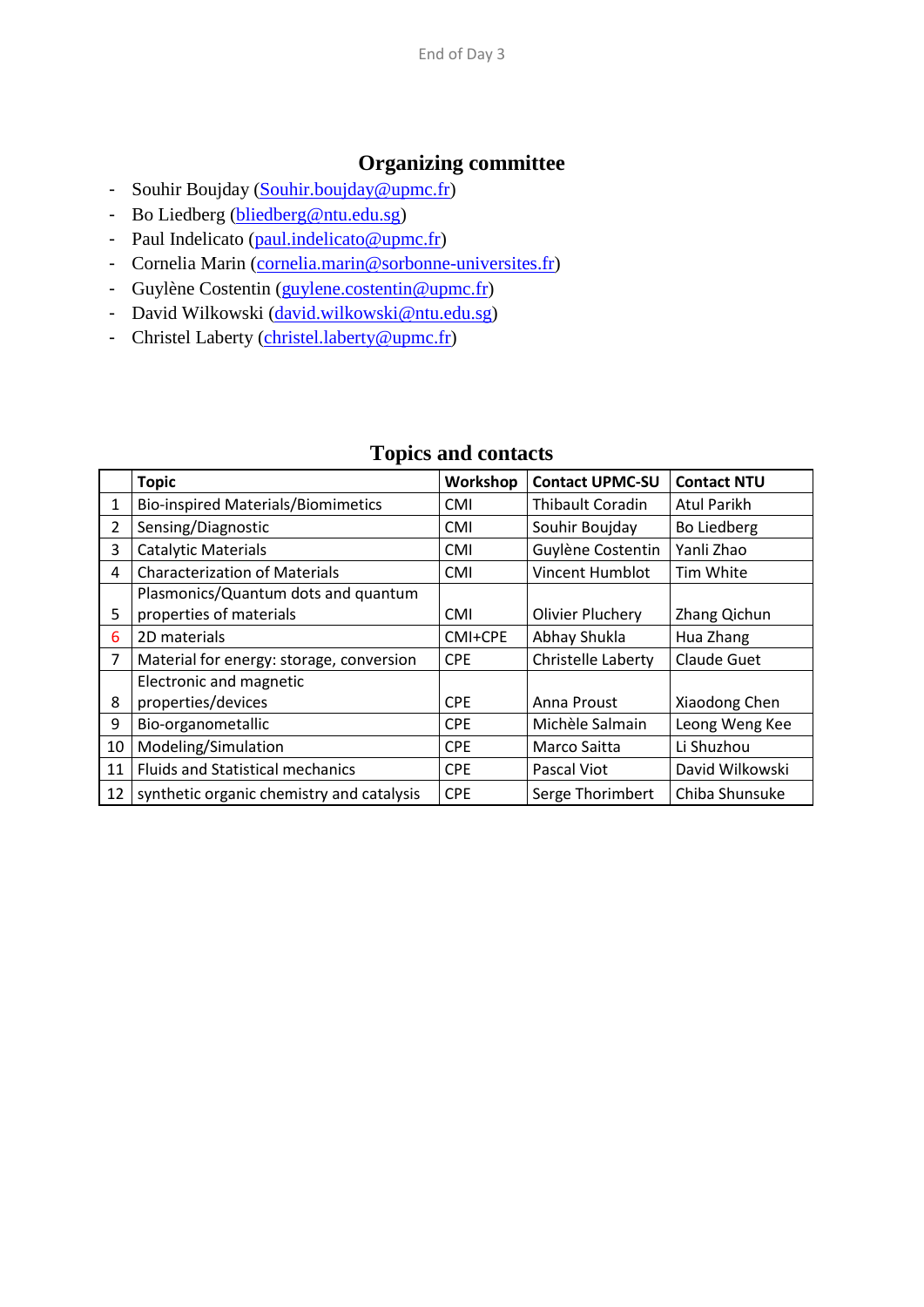End of Day 3

## Organizing committee

- Souhir Boujday (Souhir.boujday@upmc.fr)
- Bo Liedberg (bliedberg@ntu.edu.sg)
- Paul Indelicato (paul.indelicato@upmc.fr)
- Cornelia Marin (cornelia.marin@sorbonne-universites.fr)
- Guylène Costentin (guylene.costentin@upmc.fr)
- David Wilkowski (david.wilkowski@ntu.edu.sg)
- Christel Laberty (christel.laberty@upmc.fr)

## Topics and contacts

| | Topic | Workshop | Contact UPMC-SU | Contact NTU |
|---|---|---|---|---|
| 1 | Bio-inspired Materials/Biomimetics | CMI | Thibault Coradin | Atul Parikh |
| 2 | Sensing/Diagnostic | CMI | Souhir Boujday | Bo Liedberg |
| 3 | Catalytic Materials | CMI | Guylène Costentin | Yanli Zhao |
| 4 | Characterization of Materials | CMI | Vincent Humblot | Tim White |
| 5 | Plasmonics/Quantum dots and quantum properties of materials | CMI | Olivier Pluchery | Zhang Qichun |
| 6 | 2D materials | CMI+CPE | Abhay Shukla | Hua Zhang |
| 7 | Material for energy: storage, conversion | CPE | Christelle Laberty | Claude Guet |
| 8 | Electronic and magnetic properties/devices | CPE | Anna Proust | Xiaodong Chen |
| 9 | Bio-organometallic | CPE | Michèle Salmain | Leong Weng Kee |
| 10 | Modeling/Simulation | CPE | Marco Saitta | Li Shuzhou |
| 11 | Fluids and Statistical mechanics | CPE | Pascal Viot | David Wilkowski |
| 12 | synthetic organic chemistry and catalysis | CPE | Serge Thorimbert | Chiba Shunsuke |